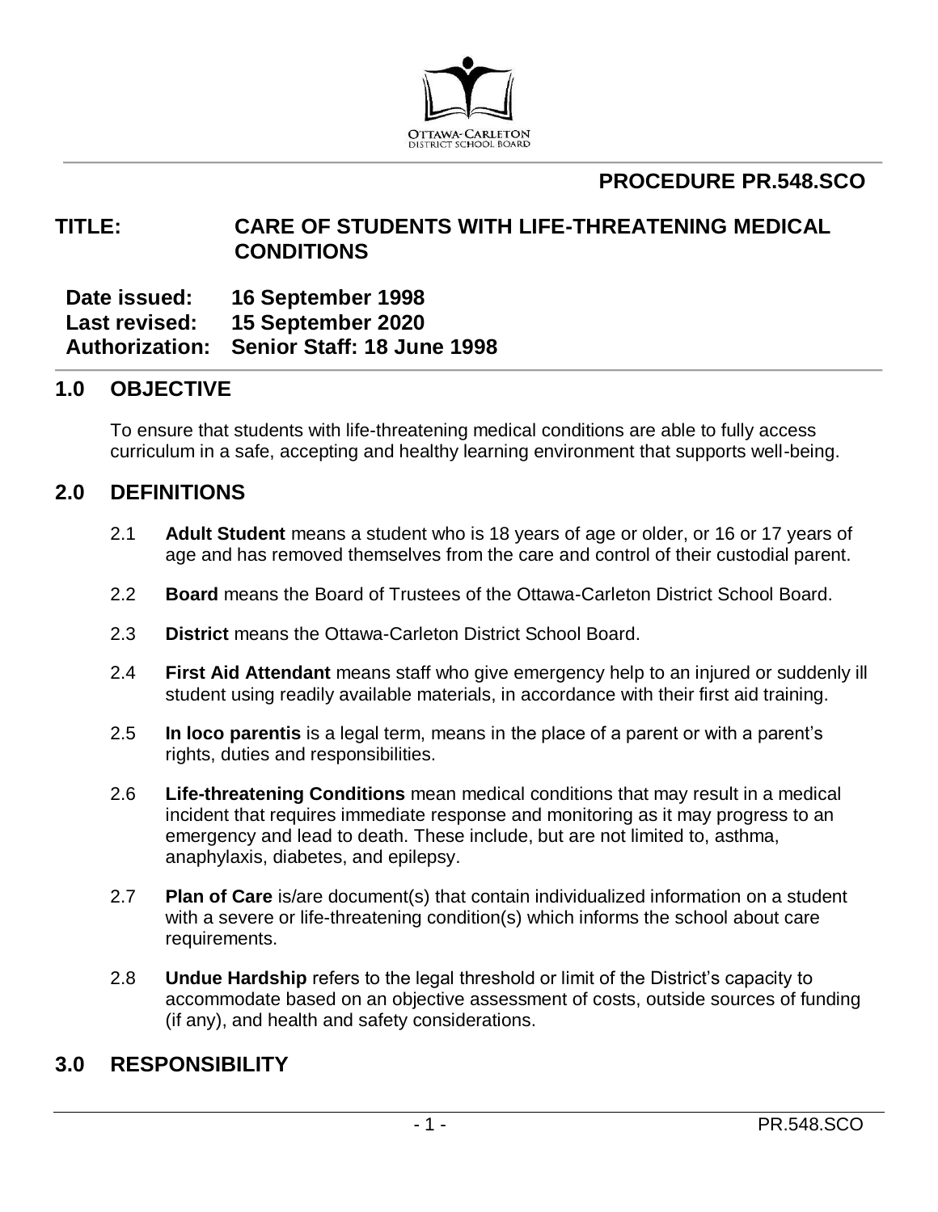# PROCEDURE PR.548.SCO

## TITLE: CARE OF STUDENTS WITH LIFE-THREATENING MEDICAL CONDITIONS

**Date issued:** 16 September 1998
**Last revised:** 15 September 2020
**Authorization:** Senior Staff: 18 June 1998

## 1.0 OBJECTIVE

To ensure that students with life-threatening medical conditions are able to fully access curriculum in a safe, accepting and healthy learning environment that supports well-being.

## 2.0 DEFINITIONS

2.1 **Adult Student** means a student who is 18 years of age or older, or 16 or 17 years of age and has removed themselves from the care and control of their custodial parent.

2.2 **Board** means the Board of Trustees of the Ottawa-Carleton District School Board.

2.3 **District** means the Ottawa-Carleton District School Board.

2.4 **First Aid Attendant** means staff who give emergency help to an injured or suddenly ill student using readily available materials, in accordance with their first aid training.

2.5 **In loco parentis** is a legal term, means in the place of a parent or with a parent's rights, duties and responsibilities.

2.6 **Life-threatening Conditions** mean medical conditions that may result in a medical incident that requires immediate response and monitoring as it may progress to an emergency and lead to death. These include, but are not limited to, asthma, anaphylaxis, diabetes, and epilepsy.

2.7 **Plan of Care** is/are document(s) that contain individualized information on a student with a severe or life-threatening condition(s) which informs the school about care requirements.

2.8 **Undue Hardship** refers to the legal threshold or limit of the District's capacity to accommodate based on an objective assessment of costs, outside sources of funding (if any), and health and safety considerations.

## 3.0 RESPONSIBILITY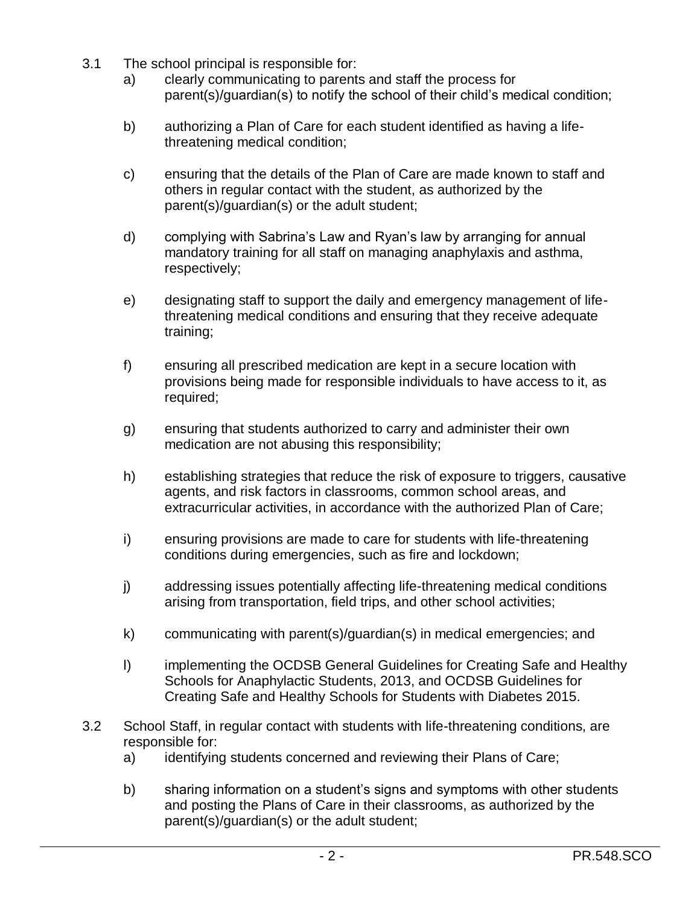3.1 The school principal is responsible for:

a) clearly communicating to parents and staff the process for parent(s)/guardian(s) to notify the school of their child's medical condition;

b) authorizing a Plan of Care for each student identified as having a life-threatening medical condition;

c) ensuring that the details of the Plan of Care are made known to staff and others in regular contact with the student, as authorized by the parent(s)/guardian(s) or the adult student;

d) complying with Sabrina's Law and Ryan's law by arranging for annual mandatory training for all staff on managing anaphylaxis and asthma, respectively;

e) designating staff to support the daily and emergency management of life-threatening medical conditions and ensuring that they receive adequate training;

f) ensuring all prescribed medication are kept in a secure location with provisions being made for responsible individuals to have access to it, as required;

g) ensuring that students authorized to carry and administer their own medication are not abusing this responsibility;

h) establishing strategies that reduce the risk of exposure to triggers, causative agents, and risk factors in classrooms, common school areas, and extracurricular activities, in accordance with the authorized Plan of Care;

i) ensuring provisions are made to care for students with life-threatening conditions during emergencies, such as fire and lockdown;

j) addressing issues potentially affecting life-threatening medical conditions arising from transportation, field trips, and other school activities;

k) communicating with parent(s)/guardian(s) in medical emergencies; and

l) implementing the OCDSB General Guidelines for Creating Safe and Healthy Schools for Anaphylactic Students, 2013, and OCDSB Guidelines for Creating Safe and Healthy Schools for Students with Diabetes 2015.

3.2 School Staff, in regular contact with students with life-threatening conditions, are responsible for:

a) identifying students concerned and reviewing their Plans of Care;

b) sharing information on a student's signs and symptoms with other students and posting the Plans of Care in their classrooms, as authorized by the parent(s)/guardian(s) or the adult student;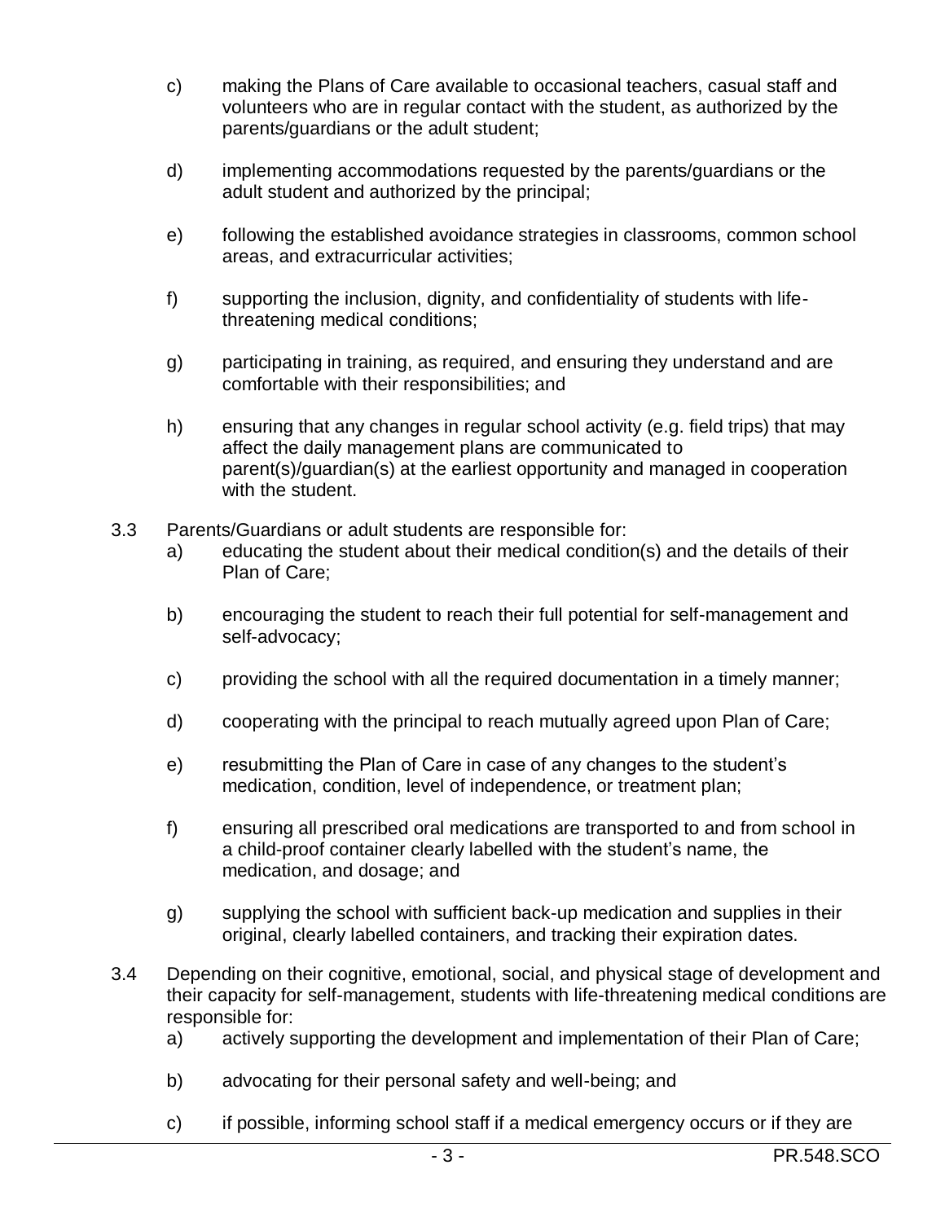c) making the Plans of Care available to occasional teachers, casual staff and volunteers who are in regular contact with the student, as authorized by the parents/guardians or the adult student;

d) implementing accommodations requested by the parents/guardians or the adult student and authorized by the principal;

e) following the established avoidance strategies in classrooms, common school areas, and extracurricular activities;

f) supporting the inclusion, dignity, and confidentiality of students with life-threatening medical conditions;

g) participating in training, as required, and ensuring they understand and are comfortable with their responsibilities; and

h) ensuring that any changes in regular school activity (e.g. field trips) that may affect the daily management plans are communicated to parent(s)/guardian(s) at the earliest opportunity and managed in cooperation with the student.

3.3 Parents/Guardians or adult students are responsible for:

a) educating the student about their medical condition(s) and the details of their Plan of Care;

b) encouraging the student to reach their full potential for self-management and self-advocacy;

c) providing the school with all the required documentation in a timely manner;

d) cooperating with the principal to reach mutually agreed upon Plan of Care;

e) resubmitting the Plan of Care in case of any changes to the student's medication, condition, level of independence, or treatment plan;

f) ensuring all prescribed oral medications are transported to and from school in a child-proof container clearly labelled with the student's name, the medication, and dosage; and

g) supplying the school with sufficient back-up medication and supplies in their original, clearly labelled containers, and tracking their expiration dates.

3.4 Depending on their cognitive, emotional, social, and physical stage of development and their capacity for self-management, students with life-threatening medical conditions are responsible for:

a) actively supporting the development and implementation of their Plan of Care;

b) advocating for their personal safety and well-being; and

c) if possible, informing school staff if a medical emergency occurs or if they are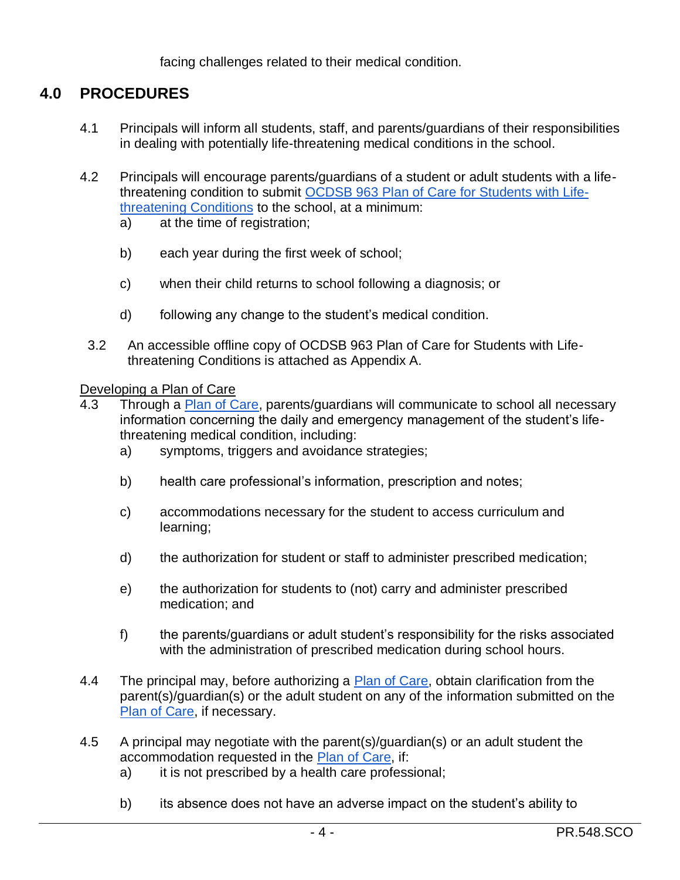facing challenges related to their medical condition.

## 4.0 PROCEDURES

4.1 Principals will inform all students, staff, and parents/guardians of their responsibilities in dealing with potentially life-threatening medical conditions in the school.

4.2 Principals will encourage parents/guardians of a student or adult students with a life-threatening condition to submit OCDSB 963 Plan of Care for Students with Life-threatening Conditions to the school, at a minimum:

a) at the time of registration;

b) each year during the first week of school;

c) when their child returns to school following a diagnosis; or

d) following any change to the student's medical condition.

3.2 An accessible offline copy of OCDSB 963 Plan of Care for Students with Life-threatening Conditions is attached as Appendix A.

Developing a Plan of Care

4.3 Through a Plan of Care, parents/guardians will communicate to school all necessary information concerning the daily and emergency management of the student's life-threatening medical condition, including:

a) symptoms, triggers and avoidance strategies;

b) health care professional's information, prescription and notes;

c) accommodations necessary for the student to access curriculum and learning;

d) the authorization for student or staff to administer prescribed medication;

e) the authorization for students to (not) carry and administer prescribed medication; and

f) the parents/guardians or adult student's responsibility for the risks associated with the administration of prescribed medication during school hours.

4.4 The principal may, before authorizing a Plan of Care, obtain clarification from the parent(s)/guardian(s) or the adult student on any of the information submitted on the Plan of Care, if necessary.

4.5 A principal may negotiate with the parent(s)/guardian(s) or an adult student the accommodation requested in the Plan of Care, if:

a) it is not prescribed by a health care professional;

b) its absence does not have an adverse impact on the student's ability to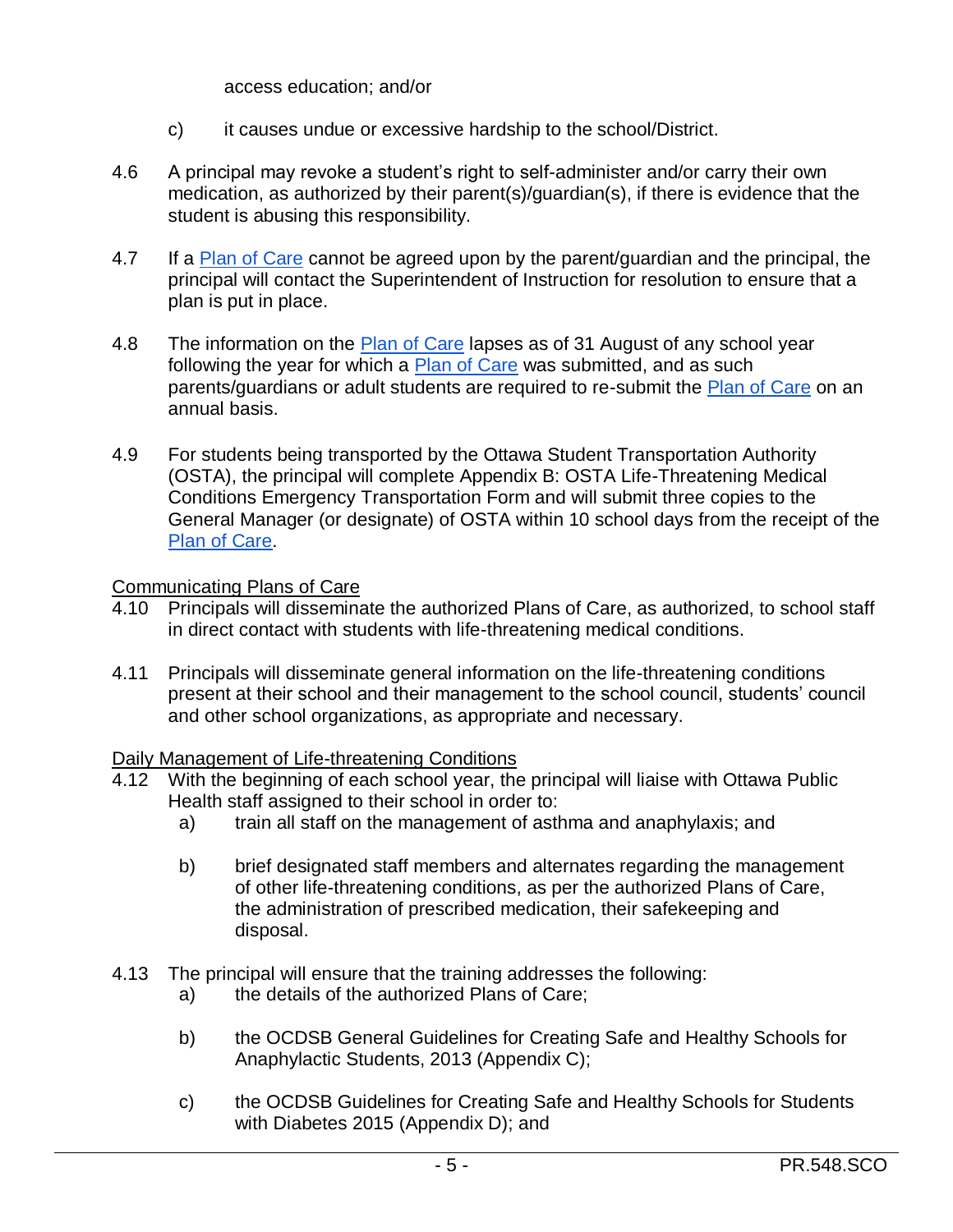access education; and/or

c) it causes undue or excessive hardship to the school/District.

4.6 A principal may revoke a student's right to self-administer and/or carry their own medication, as authorized by their parent(s)/guardian(s), if there is evidence that the student is abusing this responsibility.

4.7 If a Plan of Care cannot be agreed upon by the parent/guardian and the principal, the principal will contact the Superintendent of Instruction for resolution to ensure that a plan is put in place.

4.8 The information on the Plan of Care lapses as of 31 August of any school year following the year for which a Plan of Care was submitted, and as such parents/guardians or adult students are required to re-submit the Plan of Care on an annual basis.

4.9 For students being transported by the Ottawa Student Transportation Authority (OSTA), the principal will complete Appendix B: OSTA Life-Threatening Medical Conditions Emergency Transportation Form and will submit three copies to the General Manager (or designate) of OSTA within 10 school days from the receipt of the Plan of Care.

Communicating Plans of Care

4.10 Principals will disseminate the authorized Plans of Care, as authorized, to school staff in direct contact with students with life-threatening medical conditions.

4.11 Principals will disseminate general information on the life-threatening conditions present at their school and their management to the school council, students' council and other school organizations, as appropriate and necessary.

Daily Management of Life-threatening Conditions

4.12 With the beginning of each school year, the principal will liaise with Ottawa Public Health staff assigned to their school in order to:

a) train all staff on the management of asthma and anaphylaxis; and

b) brief designated staff members and alternates regarding the management of other life-threatening conditions, as per the authorized Plans of Care, the administration of prescribed medication, their safekeeping and disposal.

4.13 The principal will ensure that the training addresses the following:

a) the details of the authorized Plans of Care;

b) the OCDSB General Guidelines for Creating Safe and Healthy Schools for Anaphylactic Students, 2013 (Appendix C);

c) the OCDSB Guidelines for Creating Safe and Healthy Schools for Students with Diabetes 2015 (Appendix D); and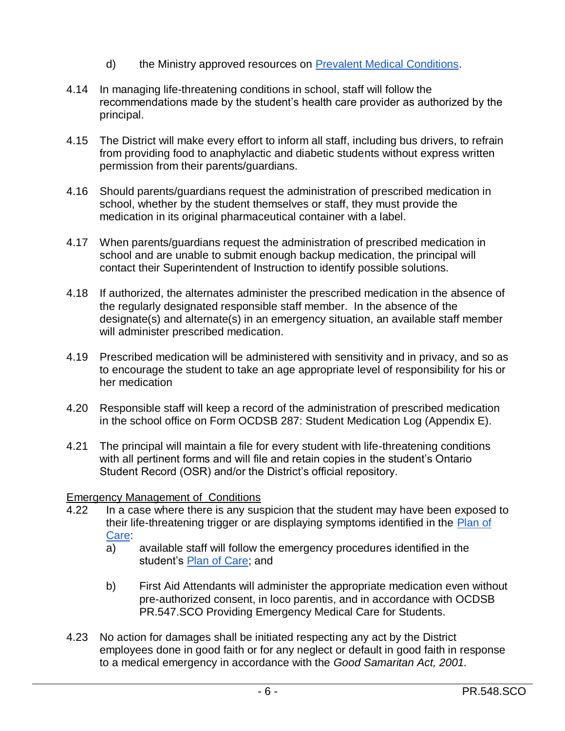d) the Ministry approved resources on [Prevalent Medical Conditions](#).

4.14 In managing life-threatening conditions in school, staff will follow the recommendations made by the student's health care provider as authorized by the principal.

4.15 The District will make every effort to inform all staff, including bus drivers, to refrain from providing food to anaphylactic and diabetic students without express written permission from their parents/guardians.

4.16 Should parents/guardians request the administration of prescribed medication in school, whether by the student themselves or staff, they must provide the medication in its original pharmaceutical container with a label.

4.17 When parents/guardians request the administration of prescribed medication in school and are unable to submit enough backup medication, the principal will contact their Superintendent of Instruction to identify possible solutions.

4.18 If authorized, the alternates administer the prescribed medication in the absence of the regularly designated responsible staff member. In the absence of the designate(s) and alternate(s) in an emergency situation, an available staff member will administer prescribed medication.

4.19 Prescribed medication will be administered with sensitivity and in privacy, and so as to encourage the student to take an age appropriate level of responsibility for his or her medication

4.20 Responsible staff will keep a record of the administration of prescribed medication in the school office on Form OCDSB 287: Student Medication Log (Appendix E).

4.21 The principal will maintain a file for every student with life-threatening conditions with all pertinent forms and will file and retain copies in the student's Ontario Student Record (OSR) and/or the District's official repository.

<u>Emergency Management of Conditions</u>

4.22 In a case where there is any suspicion that the student may have been exposed to their life-threatening trigger or are displaying symptoms identified in the [Plan of Care](#):

a) available staff will follow the emergency procedures identified in the student's [Plan of Care](#); and

b) First Aid Attendants will administer the appropriate medication even without pre-authorized consent, in loco parentis, and in accordance with OCDSB PR.547.SCO Providing Emergency Medical Care for Students.

4.23 No action for damages shall be initiated respecting any act by the District employees done in good faith or for any neglect or default in good faith in response to a medical emergency in accordance with the *Good Samaritan Act, 2001.*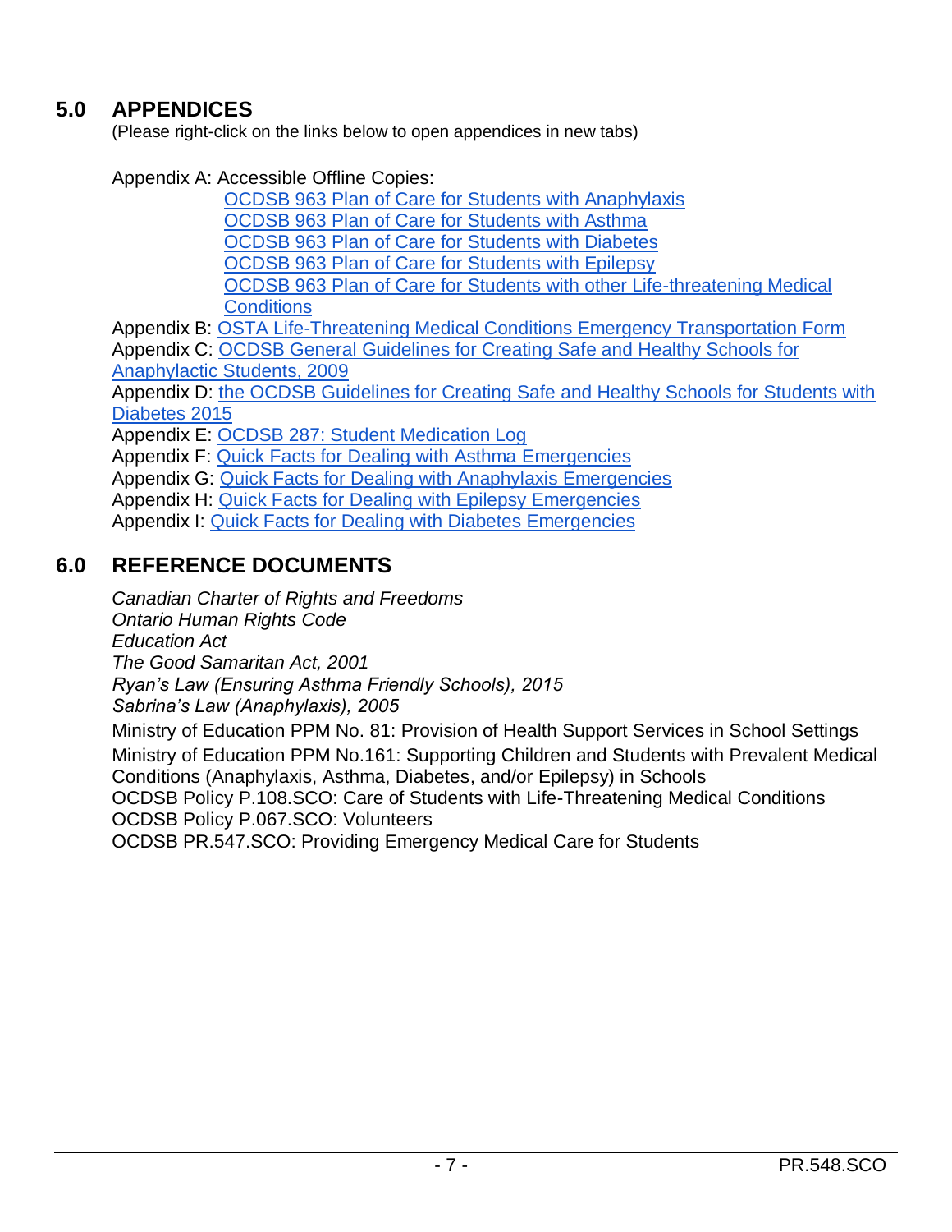## 5.0 APPENDICES

(Please right-click on the links below to open appendices in new tabs)

Appendix A: Accessible Offline Copies:

- OCDSB 963 Plan of Care for Students with Anaphylaxis
- OCDSB 963 Plan of Care for Students with Asthma
- OCDSB 963 Plan of Care for Students with Diabetes
- OCDSB 963 Plan of Care for Students with Epilepsy
- OCDSB 963 Plan of Care for Students with other Life-threatening Medical Conditions

Appendix B: OSTA Life-Threatening Medical Conditions Emergency Transportation Form

Appendix C: OCDSB General Guidelines for Creating Safe and Healthy Schools for Anaphylactic Students, 2009

Appendix D: the OCDSB Guidelines for Creating Safe and Healthy Schools for Students with Diabetes 2015

Appendix E: OCDSB 287: Student Medication Log

Appendix F: Quick Facts for Dealing with Asthma Emergencies

Appendix G: Quick Facts for Dealing with Anaphylaxis Emergencies

Appendix H: Quick Facts for Dealing with Epilepsy Emergencies

Appendix I: Quick Facts for Dealing with Diabetes Emergencies

## 6.0 REFERENCE DOCUMENTS

*Canadian Charter of Rights and Freedoms*
*Ontario Human Rights Code*
*Education Act*
*The Good Samaritan Act, 2001*
*Ryan's Law (Ensuring Asthma Friendly Schools), 2015*
*Sabrina's Law (Anaphylaxis), 2005*

Ministry of Education PPM No. 81: Provision of Health Support Services in School Settings

Ministry of Education PPM No.161: Supporting Children and Students with Prevalent Medical Conditions (Anaphylaxis, Asthma, Diabetes, and/or Epilepsy) in Schools

OCDSB Policy P.108.SCO: Care of Students with Life-Threatening Medical Conditions

OCDSB Policy P.067.SCO: Volunteers

OCDSB PR.547.SCO: Providing Emergency Medical Care for Students